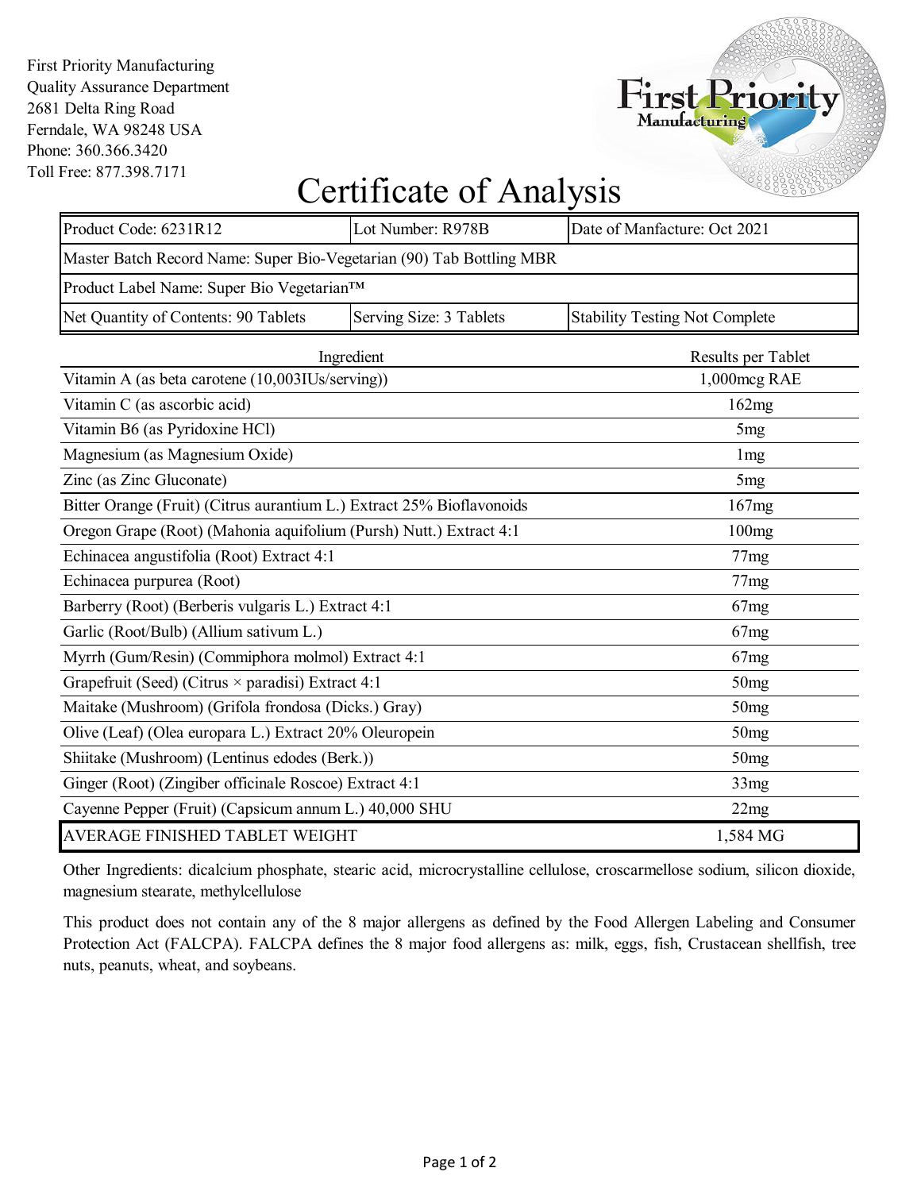First Priority Manufacturing
Quality Assurance Department
2681 Delta Ring Road
Ferndale, WA 98248 USA
Phone: 360.366.3420
Toll Free: 877.398.7171

# Certificate of Analysis

| Product Code: 6231R12 | Lot Number: R978B | Date of Manfacture: Oct 2021 |
|---|---|---|
| Master Batch Record Name: Super Bio-Vegetarian (90) Tab Bottling MBR | | |
| Product Label Name: Super Bio Vegetarian™ | | |
| Net Quantity of Contents: 90 Tablets | Serving Size: 3 Tablets | Stability Testing Not Complete |

| Ingredient | Results per Tablet |
|---|---|
| Vitamin A (as beta carotene (10,003IUs/serving)) | 1,000mcg RAE |
| Vitamin C (as ascorbic acid) | 162mg |
| Vitamin B6 (as Pyridoxine HCl) | 5mg |
| Magnesium (as Magnesium Oxide) | 1mg |
| Zinc (as Zinc Gluconate) | 5mg |
| Bitter Orange (Fruit) (Citrus aurantium L.) Extract 25% Bioflavonoids | 167mg |
| Oregon Grape (Root) (Mahonia aquifolium (Pursh) Nutt.) Extract 4:1 | 100mg |
| Echinacea angustifolia (Root) Extract 4:1 | 77mg |
| Echinacea purpurea (Root) | 77mg |
| Barberry (Root) (Berberis vulgaris L.) Extract 4:1 | 67mg |
| Garlic (Root/Bulb) (Allium sativum L.) | 67mg |
| Myrrh (Gum/Resin) (Commiphora molmol) Extract 4:1 | 67mg |
| Grapefruit (Seed) (Citrus × paradisi) Extract 4:1 | 50mg |
| Maitake (Mushroom) (Grifola frondosa (Dicks.) Gray) | 50mg |
| Olive (Leaf) (Olea europara L.) Extract 20% Oleuropein | 50mg |
| Shiitake (Mushroom) (Lentinus edodes (Berk.)) | 50mg |
| Ginger (Root) (Zingiber officinale Roscoe) Extract 4:1 | 33mg |
| Cayenne Pepper (Fruit) (Capsicum annum L.) 40,000 SHU | 22mg |
| AVERAGE FINISHED TABLET WEIGHT | 1,584 MG |

Other Ingredients: dicalcium phosphate, stearic acid, microcrystalline cellulose, croscarmellose sodium, silicon dioxide, magnesium stearate, methylcellulose

This product does not contain any of the 8 major allergens as defined by the Food Allergen Labeling and Consumer Protection Act (FALCPA). FALCPA defines the 8 major food allergens as: milk, eggs, fish, Crustacean shellfish, tree nuts, peanuts, wheat, and soybeans.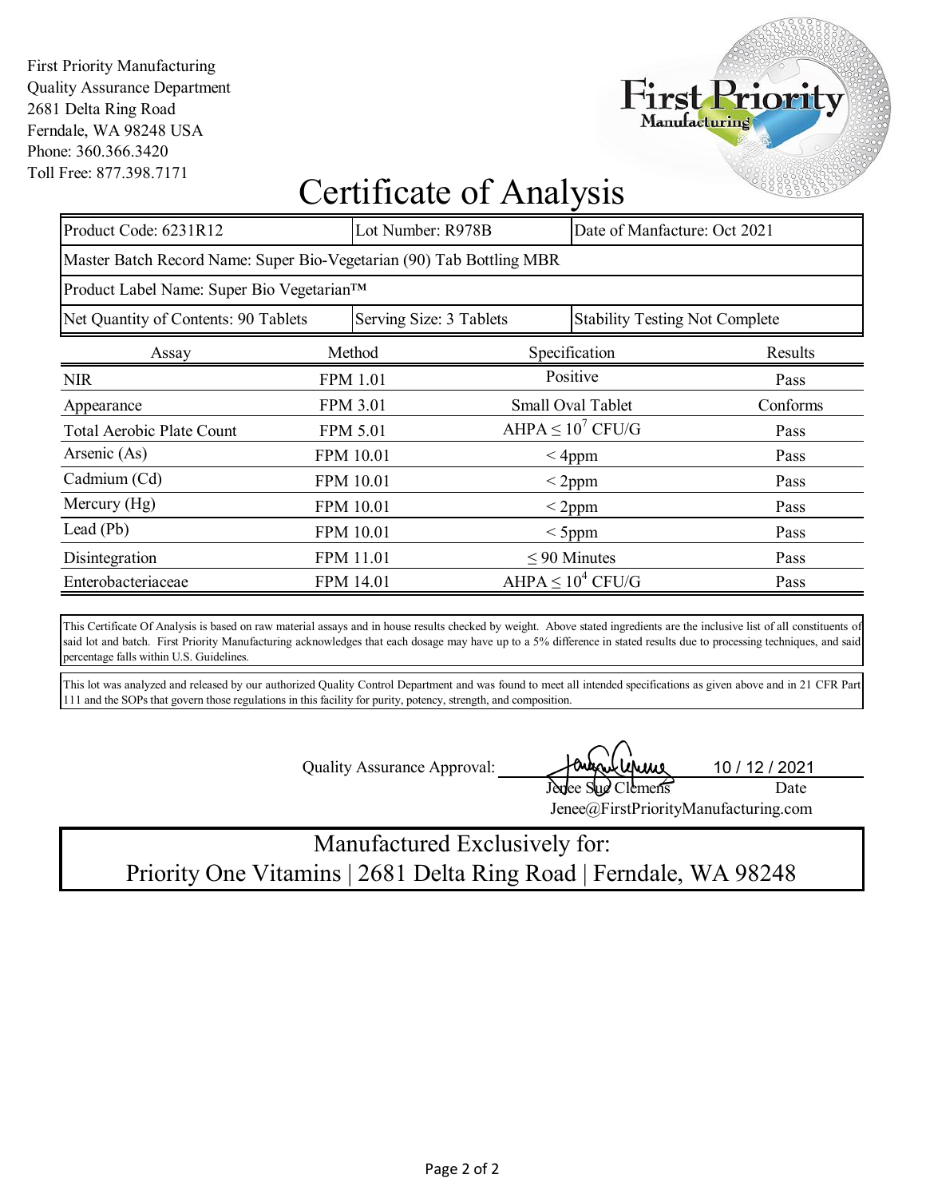First Priority Manufacturing
Quality Assurance Department
2681 Delta Ring Road
Ferndale, WA 98248 USA
Phone: 360.366.3420
Toll Free: 877.398.7171

# Certificate of Analysis

| | | |
|---|---|---|
| Product Code: 6231R12 | Lot Number: R978B | Date of Manfacture: Oct 2021 |
| Master Batch Record Name: Super Bio-Vegetarian (90) Tab Bottling MBR | | |
| Product Label Name: Super Bio Vegetarian™ | | |
| Net Quantity of Contents: 90 Tablets | Serving Size: 3 Tablets | Stability Testing Not Complete |

| Assay | Method | Specification | Results |
|---|---|---|---|
| NIR | FPM 1.01 | Positive | Pass |
| Appearance | FPM 3.01 | Small Oval Tablet | Conforms |
| Total Aerobic Plate Count | FPM 5.01 | AHPA $\leq 10^7$ CFU/G | Pass |
| Arsenic (As) | FPM 10.01 | < 4ppm | Pass |
| Cadmium (Cd) | FPM 10.01 | < 2ppm | Pass |
| Mercury (Hg) | FPM 10.01 | < 2ppm | Pass |
| Lead (Pb) | FPM 10.01 | < 5ppm | Pass |
| Disintegration | FPM 11.01 | ≤ 90 Minutes | Pass |
| Enterobacteriaceae | FPM 14.01 | AHPA $\leq 10^4$ CFU/G | Pass |

This Certificate Of Analysis is based on raw material assays and in house results checked by weight. Above stated ingredients are the inclusive list of all constituents of said lot and batch. First Priority Manufacturing acknowledges that each dosage may have up to a 5% difference in stated results due to processing techniques, and said percentage falls within U.S. Guidelines.

This lot was analyzed and released by our authorized Quality Control Department and was found to meet all intended specifications as given above and in 21 CFR Part 111 and the SOPs that govern those regulations in this facility for purity, potency, strength, and composition.

Quality Assurance Approval: ____________________ 10 / 12 / 2021

Jenee Sue Clemens — Date

Jenee@FirstPriorityManufacturing.com

Manufactured Exclusively for:
Priority One Vitamins | 2681 Delta Ring Road | Ferndale, WA 98248